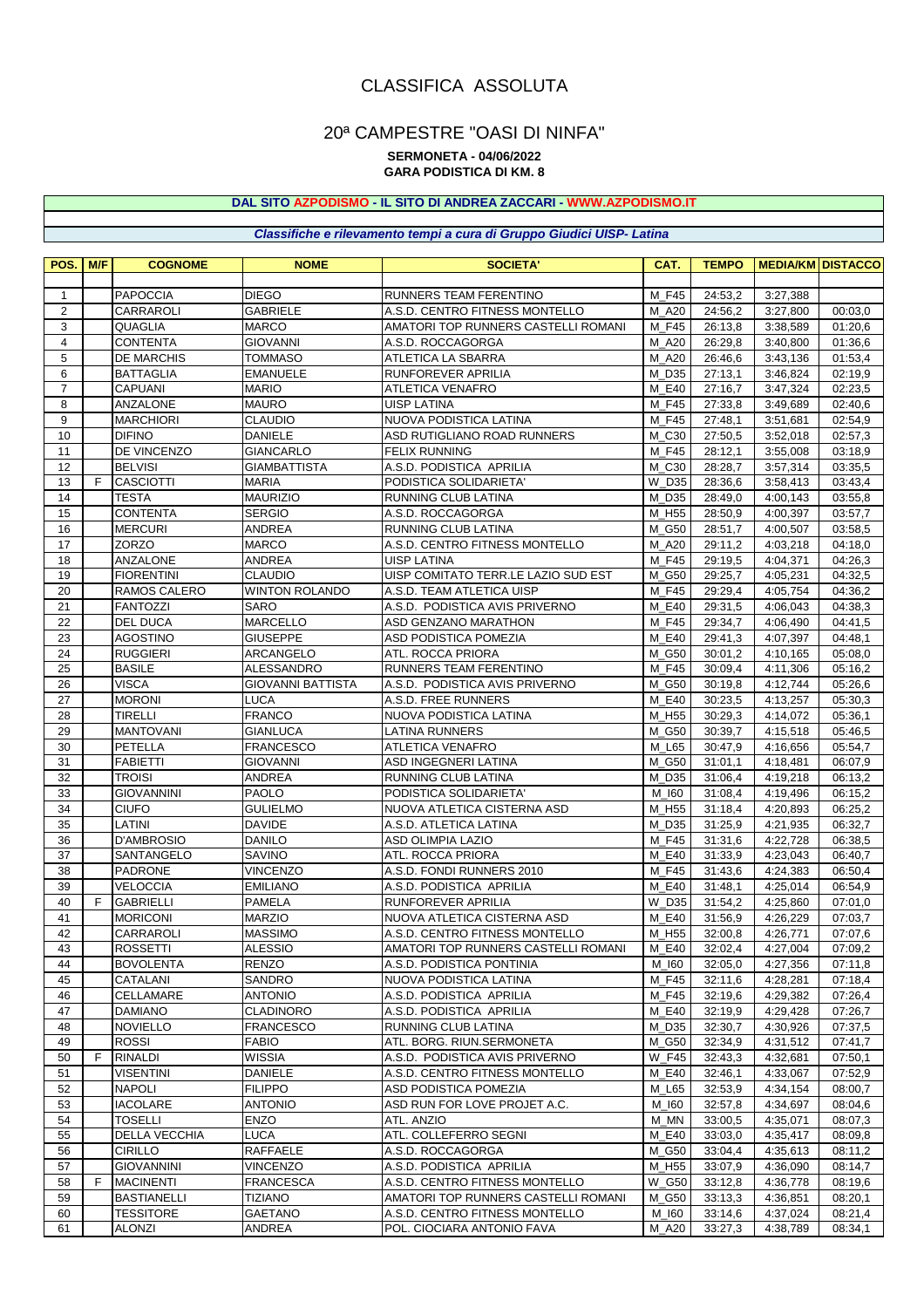# CLASSIFICA ASSOLUTA

## 20ª CAMPESTRE "OASI DI NINFA"

**SERMONETA - 04/06/2022**
**GARA PODISTICA DI KM. 8**

**DAL SITO AZPODISMO - IL SITO DI ANDREA ZACCARI - WWW.AZPODISMO.IT**

***Classifiche e rilevamento tempi a cura di Gruppo Giudici UISP- Latina***

| POS. | M/F | COGNOME | NOME | SOCIETA' | CAT. | TEMPO | MEDIA/KM | DISTACCO |
|---|---|---|---|---|---|---|---|---|
| 1 | | PAPOCCIA | DIEGO | RUNNERS TEAM FERENTINO | M_F45 | 24:53,2 | 3:27,388 | |
| 2 | | CARRAROLI | GABRIELE | A.S.D. CENTRO FITNESS MONTELLO | M_A20 | 24:56,2 | 3:27,800 | 00:03,0 |
| 3 | | QUAGLIA | MARCO | AMATORI TOP RUNNERS CASTELLI ROMANI | M_F45 | 26:13,8 | 3:38,589 | 01:20,6 |
| 4 | | CONTENTA | GIOVANNI | A.S.D. ROCCAGORGA | M_A20 | 26:29,8 | 3:40,800 | 01:36,6 |
| 5 | | DE MARCHIS | TOMMASO | ATLETICA LA SBARRA | M_A20 | 26:46,6 | 3:43,136 | 01:53,4 |
| 6 | | BATTAGLIA | EMANUELE | RUNFOREVER APRILIA | M_D35 | 27:13,1 | 3:46,824 | 02:19,9 |
| 7 | | CAPUANI | MARIO | ATLETICA VENAFRO | M_E40 | 27:16,7 | 3:47,324 | 02:23,5 |
| 8 | | ANZALONE | MAURO | UISP LATINA | M_F45 | 27:33,8 | 3:49,689 | 02:40,6 |
| 9 | | MARCHIORI | CLAUDIO | NUOVA PODISTICA LATINA | M_F45 | 27:48,1 | 3:51,681 | 02:54,9 |
| 10 | | DIFINO | DANIELE | ASD RUTIGLIANO ROAD RUNNERS | M_C30 | 27:50,5 | 3:52,018 | 02:57,3 |
| 11 | | DE VINCENZO | GIANCARLO | FELIX RUNNING | M_F45 | 28:12,1 | 3:55,008 | 03:18,9 |
| 12 | | BELVISI | GIAMBATTISTA | A.S.D. PODISTICA APRILIA | M_C30 | 28:28,7 | 3:57,314 | 03:35,5 |
| 13 | F | CASCIOTTI | MARIA | PODISTICA SOLIDARIETA' | W_D35 | 28:36,6 | 3:58,413 | 03:43,4 |
| 14 | | TESTA | MAURIZIO | RUNNING CLUB LATINA | M_D35 | 28:49,0 | 4:00,143 | 03:55,8 |
| 15 | | CONTENTA | SERGIO | A.S.D. ROCCAGORGA | M_H55 | 28:50,9 | 4:00,397 | 03:57,7 |
| 16 | | MERCURI | ANDREA | RUNNING CLUB LATINA | M_G50 | 28:51,7 | 4:00,507 | 03:58,5 |
| 17 | | ZORZO | MARCO | A.S.D. CENTRO FITNESS MONTELLO | M_A20 | 29:11,2 | 4:03,218 | 04:18,0 |
| 18 | | ANZALONE | ANDREA | UISP LATINA | M_F45 | 29:19,5 | 4:04,371 | 04:26,3 |
| 19 | | FIORENTINI | CLAUDIO | UISP COMITATO TERR.LE LAZIO SUD EST | M_G50 | 29:25,7 | 4:05,231 | 04:32,5 |
| 20 | | RAMOS CALERO | WINTON ROLANDO | A.S.D. TEAM ATLETICA UISP | M_F45 | 29:29,4 | 4:05,754 | 04:36,2 |
| 21 | | FANTOZZI | SARO | A.S.D. PODISTICA AVIS PRIVERNO | M_E40 | 29:31,5 | 4:06,043 | 04:38,3 |
| 22 | | DEL DUCA | MARCELLO | ASD GENZANO MARATHON | M_F45 | 29:34,7 | 4:06,490 | 04:41,5 |
| 23 | | AGOSTINO | GIUSEPPE | ASD PODISTICA POMEZIA | M_E40 | 29:41,3 | 4:07,397 | 04:48,1 |
| 24 | | RUGGIERI | ARCANGELO | ATL. ROCCA PRIORA | M_G50 | 30:01,2 | 4:10,165 | 05:08,0 |
| 25 | | BASILE | ALESSANDRO | RUNNERS TEAM FERENTINO | M_F45 | 30:09,4 | 4:11,306 | 05:16,2 |
| 26 | | VISCA | GIOVANNI BATTISTA | A.S.D. PODISTICA AVIS PRIVERNO | M_G50 | 30:19,8 | 4:12,744 | 05:26,6 |
| 27 | | MORONI | LUCA | A.S.D. FREE RUNNERS | M_E40 | 30:23,5 | 4:13,257 | 05:30,3 |
| 28 | | TIRELLI | FRANCO | NUOVA PODISTICA LATINA | M_H55 | 30:29,3 | 4:14,072 | 05:36,1 |
| 29 | | MANTOVANI | GIANLUCA | LATINA RUNNERS | M_G50 | 30:39,7 | 4:15,518 | 05:46,5 |
| 30 | | PETELLA | FRANCESCO | ATLETICA VENAFRO | M_L65 | 30:47,9 | 4:16,656 | 05:54,7 |
| 31 | | FABIETTI | GIOVANNI | ASD INGEGNERI LATINA | M_G50 | 31:01,1 | 4:18,481 | 06:07,9 |
| 32 | | TROISI | ANDREA | RUNNING CLUB LATINA | M_D35 | 31:06,4 | 4:19,218 | 06:13,2 |
| 33 | | GIOVANNINI | PAOLO | PODISTICA SOLIDARIETA' | M_I60 | 31:08,4 | 4:19,496 | 06:15,2 |
| 34 | | CIUFO | GULIELMO | NUOVA ATLETICA CISTERNA ASD | M_H55 | 31:18,4 | 4:20,893 | 06:25,2 |
| 35 | | LATINI | DAVIDE | A.S.D. ATLETICA LATINA | M_D35 | 31:25,9 | 4:21,935 | 06:32,7 |
| 36 | | D'AMBROSIO | DANILO | ASD OLIMPIA LAZIO | M_F45 | 31:31,6 | 4:22,728 | 06:38,5 |
| 37 | | SANTANGELO | SAVINO | ATL. ROCCA PRIORA | M_E40 | 31:33,9 | 4:23,043 | 06:40,7 |
| 38 | | PADRONE | VINCENZO | A.S.D. FONDI RUNNERS 2010 | M_F45 | 31:43,6 | 4:24,383 | 06:50,4 |
| 39 | | VELOCCIA | EMILIANO | A.S.D. PODISTICA APRILIA | M_E40 | 31:48,1 | 4:25,014 | 06:54,9 |
| 40 | F | GABRIELLI | PAMELA | RUNFOREVER APRILIA | W_D35 | 31:54,2 | 4:25,860 | 07:01,0 |
| 41 | | MORICONI | MARZIO | NUOVA ATLETICA CISTERNA ASD | M_E40 | 31:56,9 | 4:26,229 | 07:03,7 |
| 42 | | CARRAROLI | MASSIMO | A.S.D. CENTRO FITNESS MONTELLO | M_H55 | 32:00,8 | 4:26,771 | 07:07,6 |
| 43 | | ROSSETTI | ALESSIO | AMATORI TOP RUNNERS CASTELLI ROMANI | M_E40 | 32:02,4 | 4:27,004 | 07:09,2 |
| 44 | | BOVOLENTA | RENZO | A.S.D. PODISTICA PONTINIA | M_I60 | 32:05,0 | 4:27,356 | 07:11,8 |
| 45 | | CATALANI | SANDRO | NUOVA PODISTICA LATINA | M_F45 | 32:11,6 | 4:28,281 | 07:18,4 |
| 46 | | CELLAMARE | ANTONIO | A.S.D. PODISTICA APRILIA | M_F45 | 32:19,6 | 4:29,382 | 07:26,4 |
| 47 | | DAMIANO | CLADINORO | A.S.D. PODISTICA APRILIA | M_E40 | 32:19,9 | 4:29,428 | 07:26,7 |
| 48 | | NOVIELLO | FRANCESCO | RUNNING CLUB LATINA | M_D35 | 32:30,7 | 4:30,926 | 07:37,5 |
| 49 | | ROSSI | FABIO | ATL. BORG. RIUN.SERMONETA | M_G50 | 32:34,9 | 4:31,512 | 07:41,7 |
| 50 | F | RINALDI | WISSIA | A.S.D. PODISTICA AVIS PRIVERNO | W_F45 | 32:43,3 | 4:32,681 | 07:50,1 |
| 51 | | VISENTINI | DANIELE | A.S.D. CENTRO FITNESS MONTELLO | M_E40 | 32:46,1 | 4:33,067 | 07:52,9 |
| 52 | | NAPOLI | FILIPPO | ASD PODISTICA POMEZIA | M_L65 | 32:53,9 | 4:34,154 | 08:00,7 |
| 53 | | IACOLARE | ANTONIO | ASD RUN FOR LOVE PROJET A.C. | M_I60 | 32:57,8 | 4:34,697 | 08:04,6 |
| 54 | | TOSELLI | ENZO | ATL. ANZIO | M_MN | 33:00,5 | 4:35,071 | 08:07,3 |
| 55 | | DELLA VECCHIA | LUCA | ATL. COLLEFERRO SEGNI | M_E40 | 33:03,0 | 4:35,417 | 08:09,8 |
| 56 | | CIRILLO | RAFFAELE | A.S.D. ROCCAGORGA | M_G50 | 33:04,4 | 4:35,613 | 08:11,2 |
| 57 | | GIOVANNINI | VINCENZO | A.S.D. PODISTICA APRILIA | M_H55 | 33:07,9 | 4:36,090 | 08:14,7 |
| 58 | F | MACINENTI | FRANCESCA | A.S.D. CENTRO FITNESS MONTELLO | W_G50 | 33:12,8 | 4:36,778 | 08:19,6 |
| 59 | | BASTIANELLI | TIZIANO | AMATORI TOP RUNNERS CASTELLI ROMANI | M_G50 | 33:13,3 | 4:36,851 | 08:20,1 |
| 60 | | TESSITORE | GAETANO | A.S.D. CENTRO FITNESS MONTELLO | M_I60 | 33:14,6 | 4:37,024 | 08:21,4 |
| 61 | | ALONZI | ANDREA | POL. CIOCIARA ANTONIO FAVA | M_A20 | 33:27,3 | 4:38,789 | 08:34,1 |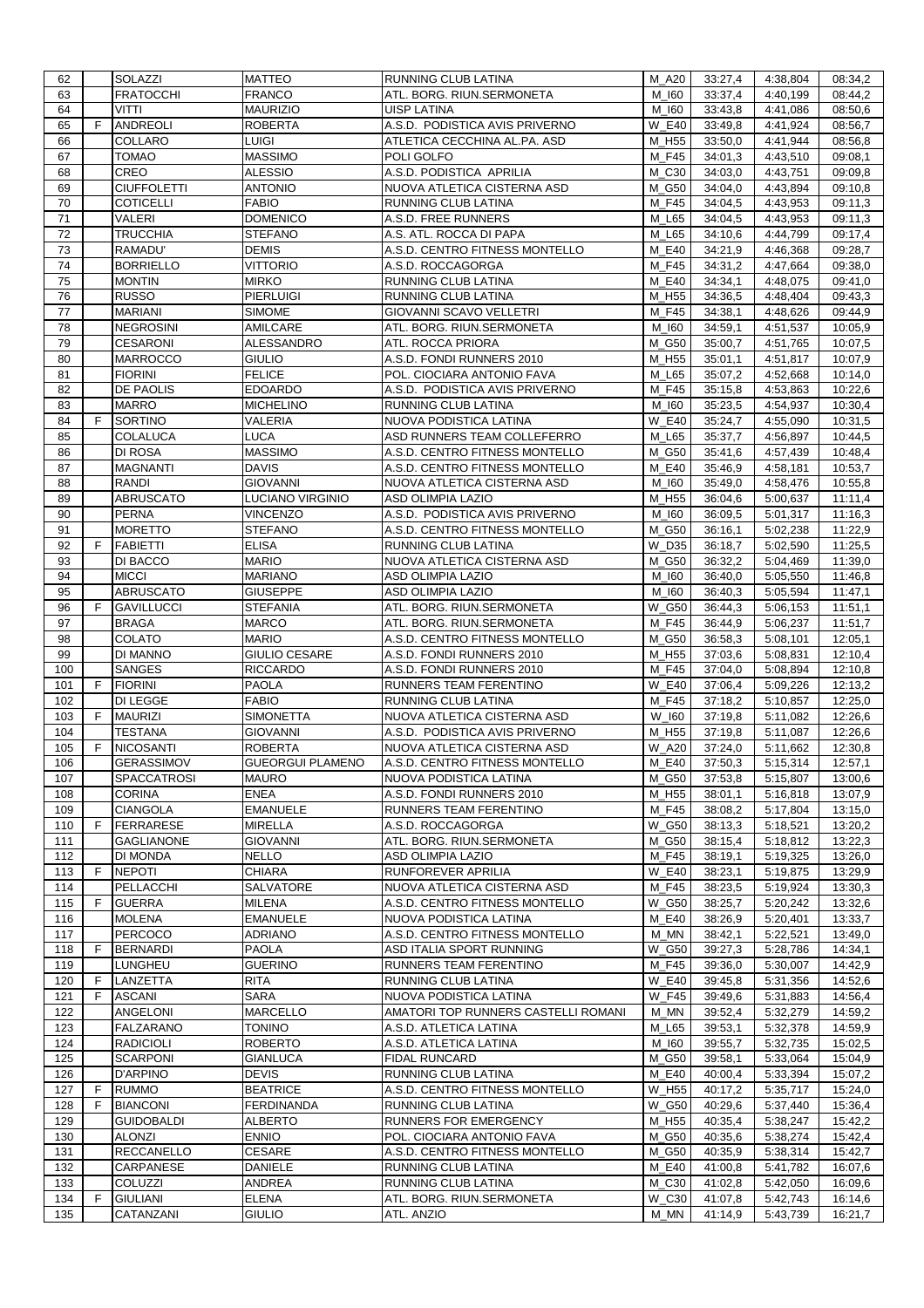| | | | | | | | | |
|---|---|---|---|---|---|---|---|---|
| 62 | | SOLAZZI | MATTEO | RUNNING CLUB LATINA | M_A20 | 33:27,4 | 4:38,804 | 08:34,2 |
| 63 | | FRATOCCHI | FRANCO | ATL. BORG. RIUN.SERMONETA | M_I60 | 33:37,4 | 4:40,199 | 08:44,2 |
| 64 | | VITTI | MAURIZIO | UISP LATINA | M_I60 | 33:43,8 | 4:41,086 | 08:50,6 |
| 65 | F | ANDREOLI | ROBERTA | A.S.D. PODISTICA AVIS PRIVERNO | W_E40 | 33:49,8 | 4:41,924 | 08:56,7 |
| 66 | | COLLARO | LUIGI | ATLETICA CECCHINA AL.PA. ASD | M_H55 | 33:50,0 | 4:41,944 | 08:56,8 |
| 67 | | TOMAO | MASSIMO | POLI GOLFO | M_F45 | 34:01,3 | 4:43,510 | 09:08,1 |
| 68 | | CREO | ALESSIO | A.S.D. PODISTICA APRILIA | M_C30 | 34:03,0 | 4:43,751 | 09:09,8 |
| 69 | | CIUFFOLETTI | ANTONIO | NUOVA ATLETICA CISTERNA ASD | M_G50 | 34:04,0 | 4:43,894 | 09:10,8 |
| 70 | | COTICELLI | FABIO | RUNNING CLUB LATINA | M_F45 | 34:04,5 | 4:43,953 | 09:11,3 |
| 71 | | VALERI | DOMENICO | A.S.D. FREE RUNNERS | M_L65 | 34:04,5 | 4:43,953 | 09:11,3 |
| 72 | | TRUCCHIA | STEFANO | A.S. ATL. ROCCA DI PAPA | M_L65 | 34:10,6 | 4:44,799 | 09:17,4 |
| 73 | | RAMADU' | DEMIS | A.S.D. CENTRO FITNESS MONTELLO | M_E40 | 34:21,9 | 4:46,368 | 09:28,7 |
| 74 | | BORRIELLO | VITTORIO | A.S.D. ROCCAGORGA | M_F45 | 34:31,2 | 4:47,664 | 09:38,0 |
| 75 | | MONTIN | MIRKO | RUNNING CLUB LATINA | M_E40 | 34:34,1 | 4:48,075 | 09:41,0 |
| 76 | | RUSSO | PIERLUIGI | RUNNING CLUB LATINA | M_H55 | 34:36,5 | 4:48,404 | 09:43,3 |
| 77 | | MARIANI | SIMOME | GIOVANNI SCAVO VELLETRI | M_F45 | 34:38,1 | 4:48,626 | 09:44,9 |
| 78 | | NEGROSINI | AMILCARE | ATL. BORG. RIUN.SERMONETA | M_I60 | 34:59,1 | 4:51,537 | 10:05,9 |
| 79 | | CESARONI | ALESSANDRO | ATL. ROCCA PRIORA | M_G50 | 35:00,7 | 4:51,765 | 10:07,5 |
| 80 | | MARROCCO | GIULIO | A.S.D. FONDI RUNNERS 2010 | M_H55 | 35:01,1 | 4:51,817 | 10:07,9 |
| 81 | | FIORINI | FELICE | POL. CIOCIARA ANTONIO FAVA | M_L65 | 35:07,2 | 4:52,668 | 10:14,0 |
| 82 | | DE PAOLIS | EDOARDO | A.S.D. PODISTICA AVIS PRIVERNO | M_F45 | 35:15,8 | 4:53,863 | 10:22,6 |
| 83 | | MARRO | MICHELINO | RUNNING CLUB LATINA | M_I60 | 35:23,5 | 4:54,937 | 10:30,4 |
| 84 | F | SORTINO | VALERIA | NUOVA PODISTICA LATINA | W_E40 | 35:24,7 | 4:55,090 | 10:31,5 |
| 85 | | COLALUCA | LUCA | ASD RUNNERS TEAM COLLEFERRO | M_L65 | 35:37,7 | 4:56,897 | 10:44,5 |
| 86 | | DI ROSA | MASSIMO | A.S.D. CENTRO FITNESS MONTELLO | M_G50 | 35:41,6 | 4:57,439 | 10:48,4 |
| 87 | | MAGNANTI | DAVIS | A.S.D. CENTRO FITNESS MONTELLO | M_E40 | 35:46,9 | 4:58,181 | 10:53,7 |
| 88 | | RANDI | GIOVANNI | NUOVA ATLETICA CISTERNA ASD | M_I60 | 35:49,0 | 4:58,476 | 10:55,8 |
| 89 | | ABRUSCATO | LUCIANO VIRGINIO | ASD OLIMPIA LAZIO | M_H55 | 36:04,6 | 5:00,637 | 11:11,4 |
| 90 | | PERNA | VINCENZO | A.S.D. PODISTICA AVIS PRIVERNO | M_I60 | 36:09,5 | 5:01,317 | 11:16,3 |
| 91 | | MORETTO | STEFANO | A.S.D. CENTRO FITNESS MONTELLO | M_G50 | 36:16,1 | 5:02,238 | 11:22,9 |
| 92 | F | FABIETTI | ELISA | RUNNING CLUB LATINA | W_D35 | 36:18,7 | 5:02,590 | 11:25,5 |
| 93 | | DI BACCO | MARIO | NUOVA ATLETICA CISTERNA ASD | M_G50 | 36:32,2 | 5:04,469 | 11:39,0 |
| 94 | | MICCI | MARIANO | ASD OLIMPIA LAZIO | M_I60 | 36:40,0 | 5:05,550 | 11:46,8 |
| 95 | | ABRUSCATO | GIUSEPPE | ASD OLIMPIA LAZIO | M_I60 | 36:40,3 | 5:05,594 | 11:47,1 |
| 96 | F | GAVILLUCCI | STEFANIA | ATL. BORG. RIUN.SERMONETA | W_G50 | 36:44,3 | 5:06,153 | 11:51,1 |
| 97 | | BRAGA | MARCO | ATL. BORG. RIUN.SERMONETA | M_F45 | 36:44,9 | 5:06,237 | 11:51,7 |
| 98 | | COLATO | MARIO | A.S.D. CENTRO FITNESS MONTELLO | M_G50 | 36:58,3 | 5:08,101 | 12:05,1 |
| 99 | | DI MANNO | GIULIO CESARE | A.S.D. FONDI RUNNERS 2010 | M_H55 | 37:03,6 | 5:08,831 | 12:10,4 |
| 100 | | SANGES | RICCARDO | A.S.D. FONDI RUNNERS 2010 | M_F45 | 37:04,0 | 5:08,894 | 12:10,8 |
| 101 | F | FIORINI | PAOLA | RUNNERS TEAM FERENTINO | W_E40 | 37:06,4 | 5:09,226 | 12:13,2 |
| 102 | | DI LEGGE | FABIO | RUNNING CLUB LATINA | M_F45 | 37:18,2 | 5:10,857 | 12:25,0 |
| 103 | F | MAURIZI | SIMONETTA | NUOVA ATLETICA CISTERNA ASD | W_I60 | 37:19,8 | 5:11,082 | 12:26,6 |
| 104 | | TESTANA | GIOVANNI | A.S.D. PODISTICA AVIS PRIVERNO | M_H55 | 37:19,8 | 5:11,087 | 12:26,6 |
| 105 | F | NICOSANTI | ROBERTA | NUOVA ATLETICA CISTERNA ASD | W_A20 | 37:24,0 | 5:11,662 | 12:30,8 |
| 106 | | GERASSIMOV | GUEORGUI PLAMENO | A.S.D. CENTRO FITNESS MONTELLO | M_E40 | 37:50,3 | 5:15,314 | 12:57,1 |
| 107 | | SPACCATROSI | MAURO | NUOVA PODISTICA LATINA | M_G50 | 37:53,8 | 5:15,807 | 13:00,6 |
| 108 | | CORINA | ENEA | A.S.D. FONDI RUNNERS 2010 | M_H55 | 38:01,1 | 5:16,818 | 13:07,9 |
| 109 | | CIANGOLA | EMANUELE | RUNNERS TEAM FERENTINO | M_F45 | 38:08,2 | 5:17,804 | 13:15,0 |
| 110 | F | FERRARESE | MIRELLA | A.S.D. ROCCAGORGA | W_G50 | 38:13,3 | 5:18,521 | 13:20,2 |
| 111 | | GAGLIANONE | GIOVANNI | ATL. BORG. RIUN.SERMONETA | M_G50 | 38:15,4 | 5:18,812 | 13:22,3 |
| 112 | | DI MONDA | NELLO | ASD OLIMPIA LAZIO | M_F45 | 38:19,1 | 5:19,325 | 13:26,0 |
| 113 | F | NEPOTI | CHIARA | RUNFOREVER APRILIA | W_E40 | 38:23,1 | 5:19,875 | 13:29,9 |
| 114 | | PELLACCHI | SALVATORE | NUOVA ATLETICA CISTERNA ASD | M_F45 | 38:23,5 | 5:19,924 | 13:30,3 |
| 115 | F | GUERRA | MILENA | A.S.D. CENTRO FITNESS MONTELLO | W_G50 | 38:25,7 | 5:20,242 | 13:32,6 |
| 116 | | MOLENA | EMANUELE | NUOVA PODISTICA LATINA | M_E40 | 38:26,9 | 5:20,401 | 13:33,7 |
| 117 | | PERCOCO | ADRIANO | A.S.D. CENTRO FITNESS MONTELLO | M_MN | 38:42,1 | 5:22,521 | 13:49,0 |
| 118 | F | BERNARDI | PAOLA | ASD ITALIA SPORT RUNNING | W_G50 | 39:27,3 | 5:28,786 | 14:34,1 |
| 119 | | LUNGHEU | GUERINO | RUNNERS TEAM FERENTINO | M_F45 | 39:36,0 | 5:30,007 | 14:42,9 |
| 120 | F | LANZETTA | RITA | RUNNING CLUB LATINA | W_E40 | 39:45,8 | 5:31,356 | 14:52,6 |
| 121 | F | ASCANI | SARA | NUOVA PODISTICA LATINA | W_F45 | 39:49,6 | 5:31,883 | 14:56,4 |
| 122 | | ANGELONI | MARCELLO | AMATORI TOP RUNNERS CASTELLI ROMANI | M_MN | 39:52,4 | 5:32,279 | 14:59,2 |
| 123 | | FALZARANO | TONINO | A.S.D. ATLETICA LATINA | M_L65 | 39:53,1 | 5:32,378 | 14:59,9 |
| 124 | | RADICIOLI | ROBERTO | A.S.D. ATLETICA LATINA | M_I60 | 39:55,7 | 5:32,735 | 15:02,5 |
| 125 | | SCARPONI | GIANLUCA | FIDAL RUNCARD | M_G50 | 39:58,1 | 5:33,064 | 15:04,9 |
| 126 | | D'ARPINO | DEVIS | RUNNING CLUB LATINA | M_E40 | 40:00,4 | 5:33,394 | 15:07,2 |
| 127 | F | RUMMO | BEATRICE | A.S.D. CENTRO FITNESS MONTELLO | W_H55 | 40:17,2 | 5:35,717 | 15:24,0 |
| 128 | F | BIANCONI | FERDINANDA | RUNNING CLUB LATINA | W_G50 | 40:29,6 | 5:37,440 | 15:36,4 |
| 129 | | GUIDOBALDI | ALBERTO | RUNNERS FOR EMERGENCY | M_H55 | 40:35,4 | 5:38,247 | 15:42,2 |
| 130 | | ALONZI | ENNIO | POL. CIOCIARA ANTONIO FAVA | M_G50 | 40:35,6 | 5:38,274 | 15:42,4 |
| 131 | | RECCANELLO | CESARE | A.S.D. CENTRO FITNESS MONTELLO | M_G50 | 40:35,9 | 5:38,314 | 15:42,7 |
| 132 | | CARPANESE | DANIELE | RUNNING CLUB LATINA | M_E40 | 41:00,8 | 5:41,782 | 16:07,6 |
| 133 | | COLUZZI | ANDREA | RUNNING CLUB LATINA | M_C30 | 41:02,8 | 5:42,050 | 16:09,6 |
| 134 | F | GIULIANI | ELENA | ATL. BORG. RIUN.SERMONETA | W_C30 | 41:07,8 | 5:42,743 | 16:14,6 |
| 135 | | CATANZANI | GIULIO | ATL. ANZIO | M_MN | 41:14,9 | 5:43,739 | 16:21,7 |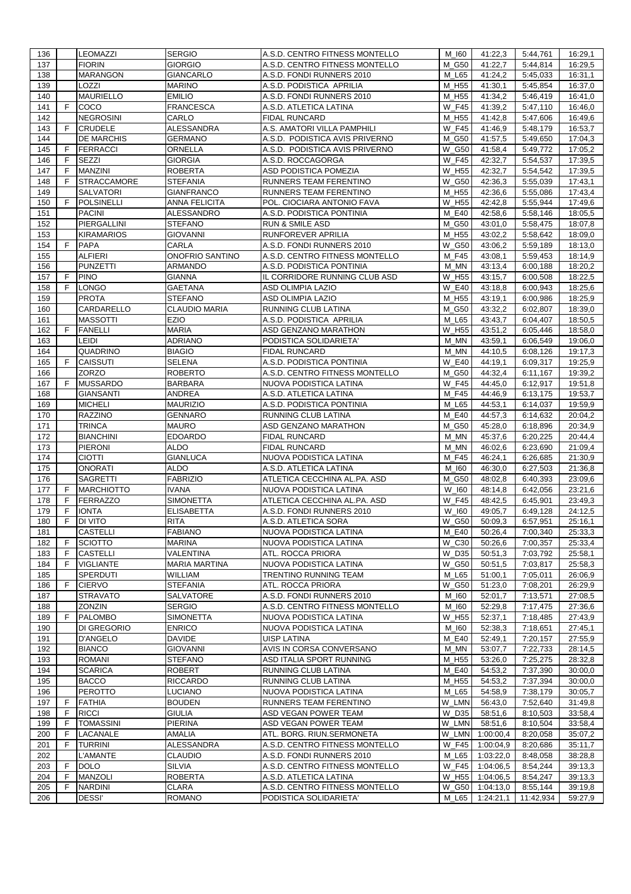| | | | | | | | | |
|---|---|---|---|---|---|---|---|---|
| 136 | | LEOMAZZI | SERGIO | A.S.D. CENTRO FITNESS MONTELLO | M_I60 | 41:22,3 | 5:44,761 | 16:29,1 |
| 137 | | FIORIN | GIORGIO | A.S.D. CENTRO FITNESS MONTELLO | M_G50 | 41:22,7 | 5:44,814 | 16:29,5 |
| 138 | | MARANGON | GIANCARLO | A.S.D. FONDI RUNNERS 2010 | M_L65 | 41:24,2 | 5:45,033 | 16:31,1 |
| 139 | | LOZZI | MARINO | A.S.D. PODISTICA APRILIA | M_H55 | 41:30,1 | 5:45,854 | 16:37,0 |
| 140 | | MAURIELLO | EMILIO | A.S.D. FONDI RUNNERS 2010 | M_H55 | 41:34,2 | 5:46,419 | 16:41,0 |
| 141 | F | COCO | FRANCESCA | A.S.D. ATLETICA LATINA | W_F45 | 41:39,2 | 5:47,110 | 16:46,0 |
| 142 | | NEGROSINI | CARLO | FIDAL RUNCARD | M_H55 | 41:42,8 | 5:47,606 | 16:49,6 |
| 143 | F | CRUDELE | ALESSANDRA | A.S. AMATORI VILLA PAMPHILI | W_F45 | 41:46,9 | 5:48,179 | 16:53,7 |
| 144 | | DE MARCHIS | GERMANO | A.S.D. PODISTICA AVIS PRIVERNO | M_G50 | 41:57,5 | 5:49,650 | 17:04,3 |
| 145 | F | FERRACCI | ORNELLA | A.S.D. PODISTICA AVIS PRIVERNO | W_G50 | 41:58,4 | 5:49,772 | 17:05,2 |
| 146 | F | SEZZI | GIORGIA | A.S.D. ROCCAGORGA | W_F45 | 42:32,7 | 5:54,537 | 17:39,5 |
| 147 | F | MANZINI | ROBERTA | ASD PODISTICA POMEZIA | W_H55 | 42:32,7 | 5:54,542 | 17:39,5 |
| 148 | F | STRACCAMORE | STEFANIA | RUNNERS TEAM FERENTINO | W_G50 | 42:36,3 | 5:55,039 | 17:43,1 |
| 149 | | SALVATORI | GIANFRANCO | RUNNERS TEAM FERENTINO | M_H55 | 42:36,6 | 5:55,086 | 17:43,4 |
| 150 | F | POLSINELLI | ANNA FELICITA | POL. CIOCIARA ANTONIO FAVA | W_H55 | 42:42,8 | 5:55,944 | 17:49,6 |
| 151 | | PACINI | ALESSANDRO | A.S.D. PODISTICA PONTINIA | M_E40 | 42:58,6 | 5:58,146 | 18:05,5 |
| 152 | | PIERGALLINI | STEFANO | RUN & SMILE ASD | M_G50 | 43:01,0 | 5:58,475 | 18:07,8 |
| 153 | | KIRAMARIOS | GIOVANNI | RUNFOREVER APRILIA | M_H55 | 43:02,2 | 5:58,642 | 18:09,0 |
| 154 | F | PAPA | CARLA | A.S.D. FONDI RUNNERS 2010 | W_G50 | 43:06,2 | 5:59,189 | 18:13,0 |
| 155 | | ALFIERI | ONOFRIO SANTINO | A.S.D. CENTRO FITNESS MONTELLO | M_F45 | 43:08,1 | 5:59,453 | 18:14,9 |
| 156 | | PUNZETTI | ARMANDO | A.S.D. PODISTICA PONTINIA | M_MN | 43:13,4 | 6:00,188 | 18:20,2 |
| 157 | F | PINO | GIANNA | IL CORRIDORE RUNNING CLUB ASD | W_H55 | 43:15,7 | 6:00,508 | 18:22,5 |
| 158 | F | LONGO | GAETANA | ASD OLIMPIA LAZIO | W_E40 | 43:18,8 | 6:00,943 | 18:25,6 |
| 159 | | PROTA | STEFANO | ASD OLIMPIA LAZIO | M_H55 | 43:19,1 | 6:00,986 | 18:25,9 |
| 160 | | CARDARELLO | CLAUDIO MARIA | RUNNING CLUB LATINA | M_G50 | 43:32,2 | 6:02,807 | 18:39,0 |
| 161 | | MASSOTTI | EZIO | A.S.D. PODISTICA APRILIA | M_L65 | 43:43,7 | 6:04,407 | 18:50,5 |
| 162 | F | FANELLI | MARIA | ASD GENZANO MARATHON | W_H55 | 43:51,2 | 6:05,446 | 18:58,0 |
| 163 | | LEIDI | ADRIANO | PODISTICA SOLIDARIETA' | M_MN | 43:59,1 | 6:06,549 | 19:06,0 |
| 164 | | QUADRINO | BIAGIO | FIDAL RUNCARD | M_MN | 44:10,5 | 6:08,126 | 19:17,3 |
| 165 | F | CAISSUTI | SELENA | A.S.D. PODISTICA PONTINIA | W_E40 | 44:19,1 | 6:09,317 | 19:25,9 |
| 166 | | ZORZO | ROBERTO | A.S.D. CENTRO FITNESS MONTELLO | M_G50 | 44:32,4 | 6:11,167 | 19:39,2 |
| 167 | F | MUSSARDO | BARBARA | NUOVA PODISTICA LATINA | W_F45 | 44:45,0 | 6:12,917 | 19:51,8 |
| 168 | | GIANSANTI | ANDREA | A.S.D. ATLETICA LATINA | M_F45 | 44:46,9 | 6:13,175 | 19:53,7 |
| 169 | | MICHELI | MAURIZIO | A.S.D. PODISTICA PONTINIA | M_L65 | 44:53,1 | 6:14,037 | 19:59,9 |
| 170 | | RAZZINO | GENNARO | RUNNING CLUB LATINA | M_E40 | 44:57,3 | 6:14,632 | 20:04,2 |
| 171 | | TRINCA | MAURO | ASD GENZANO MARATHON | M_G50 | 45:28,0 | 6:18,896 | 20:34,9 |
| 172 | | BIANCHINI | EDOARDO | FIDAL RUNCARD | M_MN | 45:37,6 | 6:20,225 | 20:44,4 |
| 173 | | PIERONI | ALDO | FIDAL RUNCARD | M_MN | 46:02,6 | 6:23,690 | 21:09,4 |
| 174 | | CIOTTI | GIANLUCA | NUOVA PODISTICA LATINA | M_F45 | 46:24,1 | 6:26,685 | 21:30,9 |
| 175 | | ONORATI | ALDO | A.S.D. ATLETICA LATINA | M_I60 | 46:30,0 | 6:27,503 | 21:36,8 |
| 176 | | SAGRETTI | FABRIZIO | ATLETICA CECCHINA AL.PA. ASD | M_G50 | 48:02,8 | 6:40,393 | 23:09,6 |
| 177 | F | MARCHIOTTO | IVANA | NUOVA PODISTICA LATINA | W_I60 | 48:14,8 | 6:42,056 | 23:21,6 |
| 178 | F | FERRAZZO | SIMONETTA | ATLETICA CECCHINA AL.PA. ASD | W_F45 | 48:42,5 | 6:45,901 | 23:49,3 |
| 179 | F | IONTA | ELISABETTA | A.S.D. FONDI RUNNERS 2010 | W_I60 | 49:05,7 | 6:49,128 | 24:12,5 |
| 180 | F | DI VITO | RITA | A.S.D. ATLETICA SORA | W_G50 | 50:09,3 | 6:57,951 | 25:16,1 |
| 181 | | CASTELLI | FABIANO | NUOVA PODISTICA LATINA | M_E40 | 50:26,4 | 7:00,340 | 25:33,3 |
| 182 | F | SCIOTTO | MARINA | NUOVA PODISTICA LATINA | W_C30 | 50:26,6 | 7:00,357 | 25:33,4 |
| 183 | F | CASTELLI | VALENTINA | ATL. ROCCA PRIORA | W_D35 | 50:51,3 | 7:03,792 | 25:58,1 |
| 184 | F | VIGLIANTE | MARIA MARTINA | NUOVA PODISTICA LATINA | W_G50 | 50:51,5 | 7:03,817 | 25:58,3 |
| 185 | | SPERDUTI | WILLIAM | TRENTINO RUNNING TEAM | M_L65 | 51:00,1 | 7:05,011 | 26:06,9 |
| 186 | F | CIERVO | STEFANIA | ATL. ROCCA PRIORA | W_G50 | 51:23,0 | 7:08,201 | 26:29,9 |
| 187 | | STRAVATO | SALVATORE | A.S.D. FONDI RUNNERS 2010 | M_I60 | 52:01,7 | 7:13,571 | 27:08,5 |
| 188 | | ZONZIN | SERGIO | A.S.D. CENTRO FITNESS MONTELLO | M_I60 | 52:29,8 | 7:17,475 | 27:36,6 |
| 189 | F | PALOMBO | SIMONETTA | NUOVA PODISTICA LATINA | W_H55 | 52:37,1 | 7:18,485 | 27:43,9 |
| 190 | | DI GREGORIO | ENRICO | NUOVA PODISTICA LATINA | M_I60 | 52:38,3 | 7:18,651 | 27:45,1 |
| 191 | | D'ANGELO | DAVIDE | UISP LATINA | M_E40 | 52:49,1 | 7:20,157 | 27:55,9 |
| 192 | | BIANCO | GIOVANNI | AVIS IN CORSA CONVERSANO | M_MN | 53:07,7 | 7:22,733 | 28:14,5 |
| 193 | | ROMANI | STEFANO | ASD ITALIA SPORT RUNNING | M_H55 | 53:26,0 | 7:25,275 | 28:32,8 |
| 194 | | SCARICA | ROBERT | RUNNING CLUB LATINA | M_E40 | 54:53,2 | 7:37,390 | 30:00,0 |
| 195 | | BACCO | RICCARDO | RUNNING CLUB LATINA | M_H55 | 54:53,2 | 7:37,394 | 30:00,0 |
| 196 | | PEROTTO | LUCIANO | NUOVA PODISTICA LATINA | M_L65 | 54:58,9 | 7:38,179 | 30:05,7 |
| 197 | F | FATHIA | BOUDEN | RUNNERS TEAM FERENTINO | W_LMN | 56:43,0 | 7:52,640 | 31:49,8 |
| 198 | F | RICCI | GIULIA | ASD VEGAN POWER TEAM | W_D35 | 58:51,6 | 8:10,503 | 33:58,4 |
| 199 | F | TOMASSINI | PIERINA | ASD VEGAN POWER TEAM | W_LMN | 58:51,6 | 8:10,504 | 33:58,4 |
| 200 | F | LACANALE | AMALIA | ATL. BORG. RIUN.SERMONETA | W_LMN | 1:00:00,4 | 8:20,058 | 35:07,2 |
| 201 | F | TURRINI | ALESSANDRA | A.S.D. CENTRO FITNESS MONTELLO | W_F45 | 1:00:04,9 | 8:20,686 | 35:11,7 |
| 202 | | L'AMANTE | CLAUDIO | A.S.D. FONDI RUNNERS 2010 | M_L65 | 1:03:22,0 | 8:48,058 | 38:28,8 |
| 203 | F | DOLO | SILVIA | A.S.D. CENTRO FITNESS MONTELLO | W_F45 | 1:04:06,5 | 8:54,244 | 39:13,3 |
| 204 | F | MANZOLI | ROBERTA | A.S.D. ATLETICA LATINA | W_H55 | 1:04:06,5 | 8:54,247 | 39:13,3 |
| 205 | F | NARDINI | CLARA | A.S.D. CENTRO FITNESS MONTELLO | W_G50 | 1:04:13,0 | 8:55,144 | 39:19,8 |
| 206 | | DESSI' | ROMANO | PODISTICA SOLIDARIETA' | M_L65 | 1:24:21,1 | 11:42,934 | 59:27,9 |